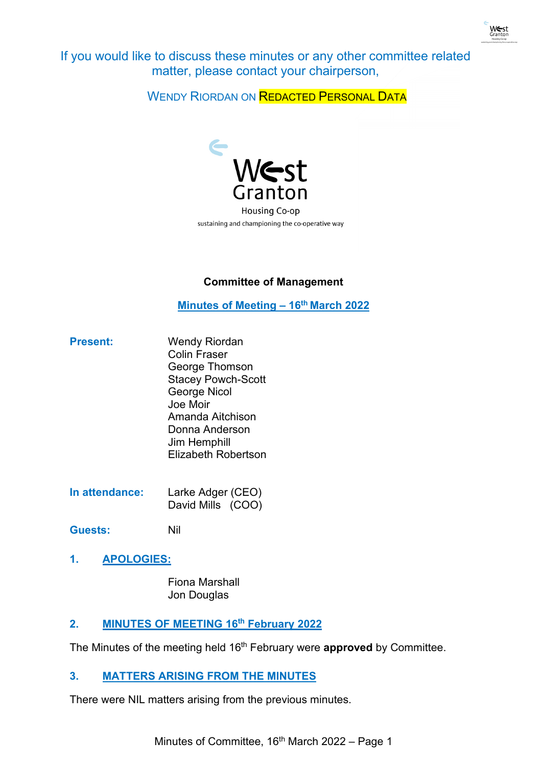If you would like to discuss these minutes or any other committee related matter, please contact your chairperson,

WENDY RIORDAN ON REDACTED PERSONAL DATA

West Granton Housing Co-op

sustaining and championing the co-operative way

**Committee of Management**

**Minutes of Meeting – 16th March 2022**

**Present:**
Wendy Riordan
Colin Fraser
George Thomson
Stacey Powch-Scott
George Nicol
Joe Moir
Amanda Aitchison
Donna Anderson
Jim Hemphill
Elizabeth Robertson

**In attendance:**
Larke Adger (CEO)
David Mills (COO)

**Guests:** Nil

## 1. APOLOGIES:

Fiona Marshall
Jon Douglas

## 2. MINUTES OF MEETING 16th February 2022

The Minutes of the meeting held 16th February were **approved** by Committee.

## 3. MATTERS ARISING FROM THE MINUTES

There were NIL matters arising from the previous minutes.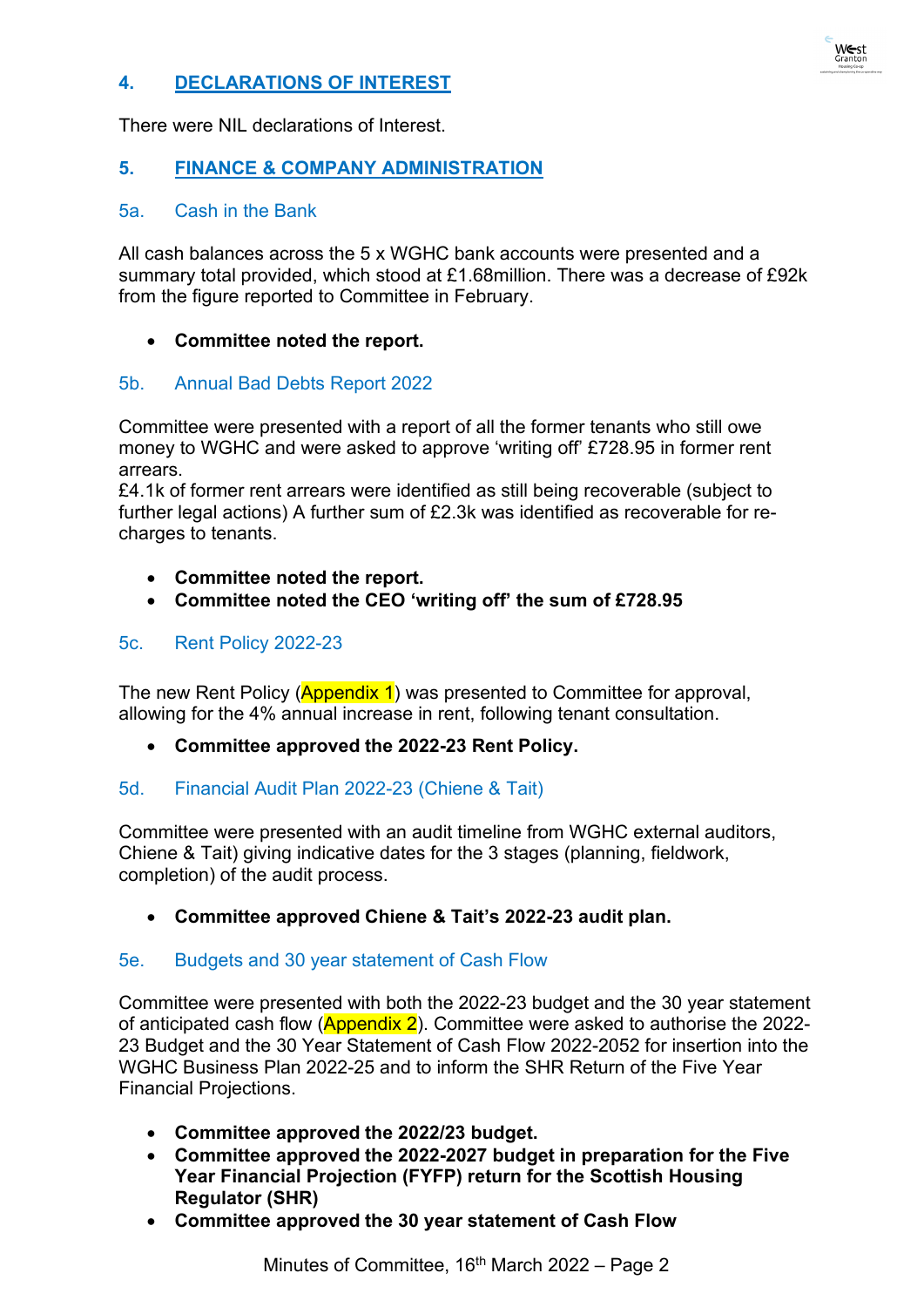## 4. DECLARATIONS OF INTEREST

There were NIL declarations of Interest.

## 5. FINANCE & COMPANY ADMINISTRATION

### 5a. Cash in the Bank

All cash balances across the 5 x WGHC bank accounts were presented and a summary total provided, which stood at £1.68million. There was a decrease of £92k from the figure reported to Committee in February.

- **Committee noted the report.**

### 5b. Annual Bad Debts Report 2022

Committee were presented with a report of all the former tenants who still owe money to WGHC and were asked to approve 'writing off' £728.95 in former rent arrears.
£4.1k of former rent arrears were identified as still being recoverable (subject to further legal actions) A further sum of £2.3k was identified as recoverable for re-charges to tenants.

- **Committee noted the report.**
- **Committee noted the CEO 'writing off' the sum of £728.95**

### 5c. Rent Policy 2022-23

The new Rent Policy (Appendix 1) was presented to Committee for approval, allowing for the 4% annual increase in rent, following tenant consultation.

- **Committee approved the 2022-23 Rent Policy.**

### 5d. Financial Audit Plan 2022-23 (Chiene & Tait)

Committee were presented with an audit timeline from WGHC external auditors, Chiene & Tait) giving indicative dates for the 3 stages (planning, fieldwork, completion) of the audit process.

- **Committee approved Chiene & Tait's 2022-23 audit plan.**

### 5e. Budgets and 30 year statement of Cash Flow

Committee were presented with both the 2022-23 budget and the 30 year statement of anticipated cash flow (Appendix 2). Committee were asked to authorise the 2022-23 Budget and the 30 Year Statement of Cash Flow 2022-2052 for insertion into the WGHC Business Plan 2022-25 and to inform the SHR Return of the Five Year Financial Projections.

- **Committee approved the 2022/23 budget.**
- **Committee approved the 2022-2027 budget in preparation for the Five Year Financial Projection (FYFP) return for the Scottish Housing Regulator (SHR)**
- **Committee approved the 30 year statement of Cash Flow**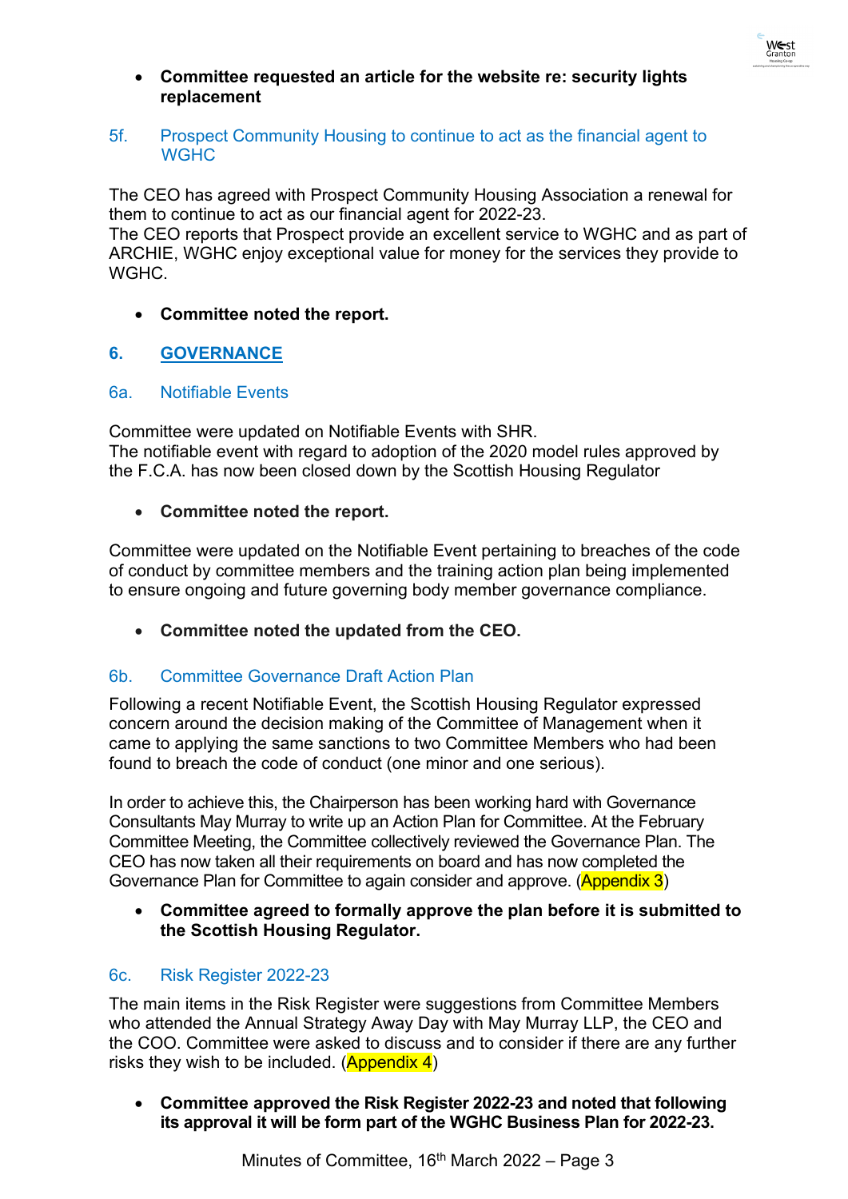- **Committee requested an article for the website re: security lights replacement**

### 5f. Prospect Community Housing to continue to act as the financial agent to WGHC

The CEO has agreed with Prospect Community Housing Association a renewal for them to continue to act as our financial agent for 2022-23.
The CEO reports that Prospect provide an excellent service to WGHC and as part of ARCHIE, WGHC enjoy exceptional value for money for the services they provide to WGHC.

- **Committee noted the report.**

## 6. GOVERNANCE

### 6a. Notifiable Events

Committee were updated on Notifiable Events with SHR.
The notifiable event with regard to adoption of the 2020 model rules approved by the F.C.A. has now been closed down by the Scottish Housing Regulator

- **Committee noted the report.**

Committee were updated on the Notifiable Event pertaining to breaches of the code of conduct by committee members and the training action plan being implemented to ensure ongoing and future governing body member governance compliance.

- **Committee noted the updated from the CEO.**

### 6b. Committee Governance Draft Action Plan

Following a recent Notifiable Event, the Scottish Housing Regulator expressed concern around the decision making of the Committee of Management when it came to applying the same sanctions to two Committee Members who had been found to breach the code of conduct (one minor and one serious).

In order to achieve this, the Chairperson has been working hard with Governance Consultants May Murray to write up an Action Plan for Committee. At the February Committee Meeting, the Committee collectively reviewed the Governance Plan. The CEO has now taken all their requirements on board and has now completed the Governance Plan for Committee to again consider and approve. (Appendix 3)

- **Committee agreed to formally approve the plan before it is submitted to the Scottish Housing Regulator.**

### 6c. Risk Register 2022-23

The main items in the Risk Register were suggestions from Committee Members who attended the Annual Strategy Away Day with May Murray LLP, the CEO and the COO. Committee were asked to discuss and to consider if there are any further risks they wish to be included. (Appendix 4)

- **Committee approved the Risk Register 2022-23 and noted that following its approval it will be form part of the WGHC Business Plan for 2022-23.**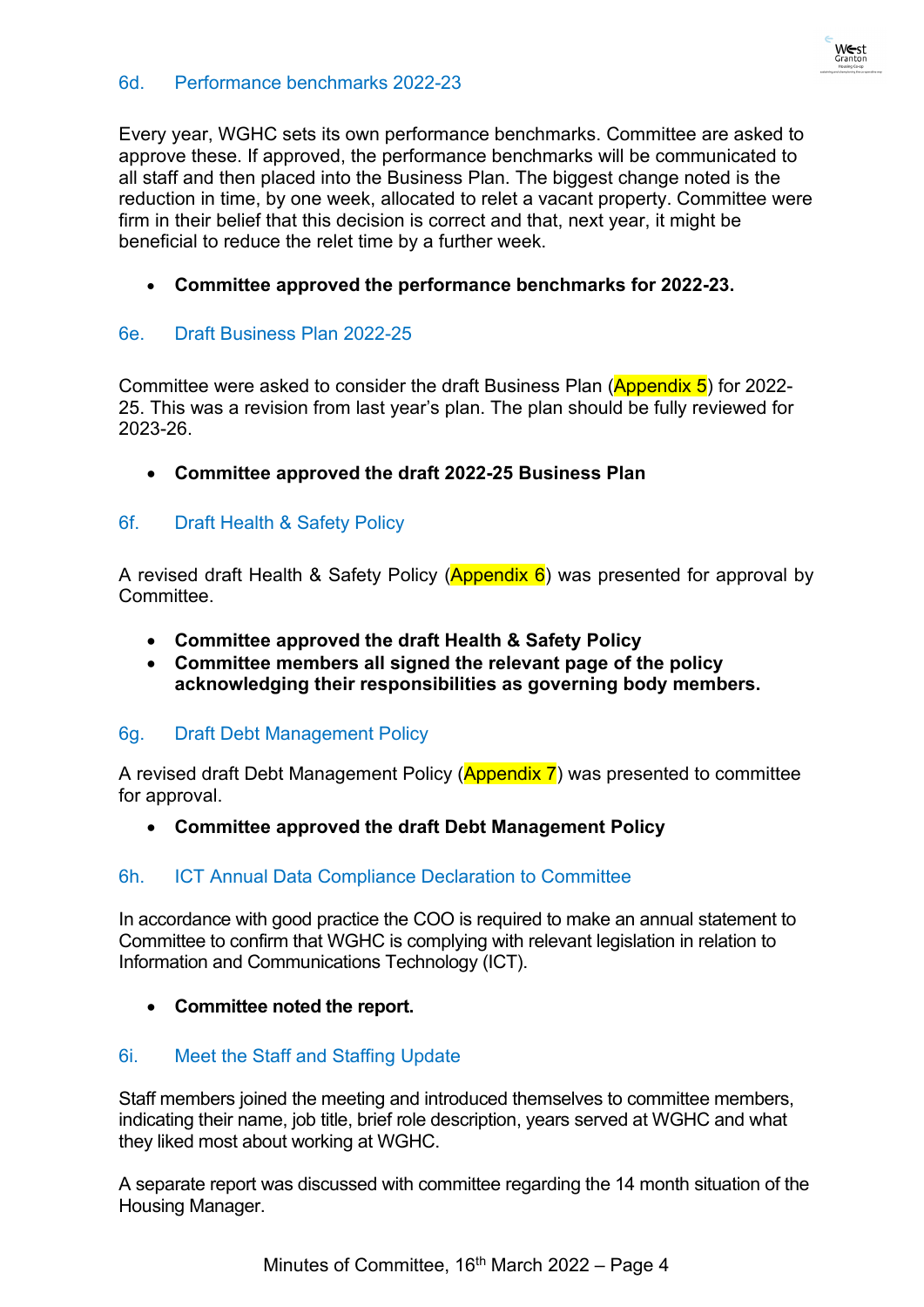### 6d. Performance benchmarks 2022-23

Every year, WGHC sets its own performance benchmarks. Committee are asked to approve these. If approved, the performance benchmarks will be communicated to all staff and then placed into the Business Plan. The biggest change noted is the reduction in time, by one week, allocated to relet a vacant property. Committee were firm in their belief that this decision is correct and that, next year, it might be beneficial to reduce the relet time by a further week.

- **Committee approved the performance benchmarks for 2022-23.**

### 6e. Draft Business Plan 2022-25

Committee were asked to consider the draft Business Plan (Appendix 5) for 2022-25. This was a revision from last year's plan. The plan should be fully reviewed for 2023-26.

- **Committee approved the draft 2022-25 Business Plan**

### 6f. Draft Health & Safety Policy

A revised draft Health & Safety Policy (Appendix 6) was presented for approval by Committee.

- **Committee approved the draft Health & Safety Policy**
- **Committee members all signed the relevant page of the policy acknowledging their responsibilities as governing body members.**

### 6g. Draft Debt Management Policy

A revised draft Debt Management Policy (Appendix 7) was presented to committee for approval.

- **Committee approved the draft Debt Management Policy**

### 6h. ICT Annual Data Compliance Declaration to Committee

In accordance with good practice the COO is required to make an annual statement to Committee to confirm that WGHC is complying with relevant legislation in relation to Information and Communications Technology (ICT).

- **Committee noted the report.**

### 6i. Meet the Staff and Staffing Update

Staff members joined the meeting and introduced themselves to committee members, indicating their name, job title, brief role description, years served at WGHC and what they liked most about working at WGHC.

A separate report was discussed with committee regarding the 14 month situation of the Housing Manager.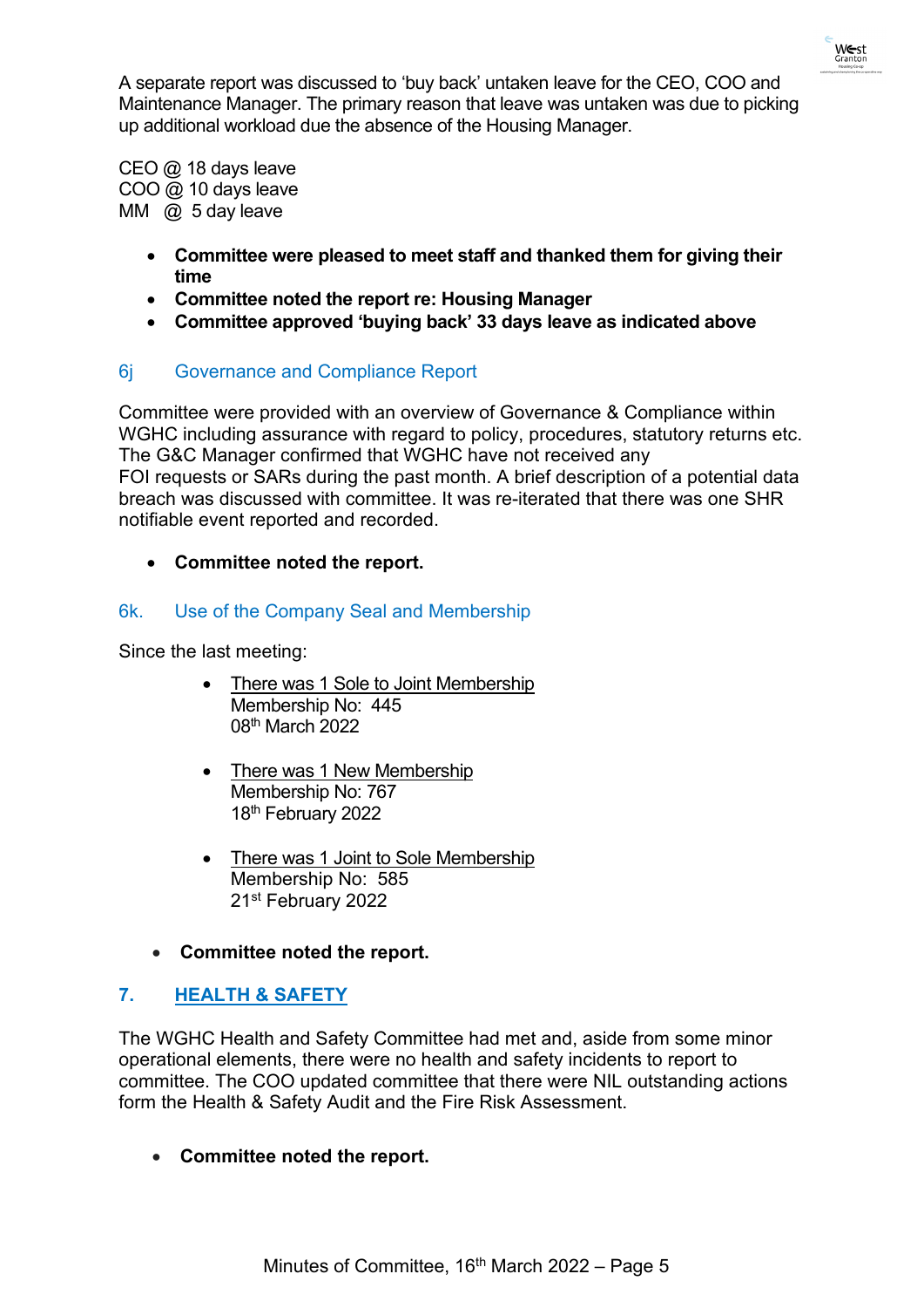A separate report was discussed to 'buy back' untaken leave for the CEO, COO and Maintenance Manager. The primary reason that leave was untaken was due to picking up additional workload due the absence of the Housing Manager.

CEO @ 18 days leave
COO @ 10 days leave
MM @ 5 day leave

- **Committee were pleased to meet staff and thanked them for giving their time**
- **Committee noted the report re: Housing Manager**
- **Committee approved 'buying back' 33 days leave as indicated above**

### 6j Governance and Compliance Report

Committee were provided with an overview of Governance & Compliance within WGHC including assurance with regard to policy, procedures, statutory returns etc. The G&C Manager confirmed that WGHC have not received any FOI requests or SARs during the past month. A brief description of a potential data breach was discussed with committee. It was re-iterated that there was one SHR notifiable event reported and recorded.

- **Committee noted the report.**

### 6k. Use of the Company Seal and Membership

Since the last meeting:

- There was 1 Sole to Joint Membership
  Membership No: 445
  08th March 2022

- There was 1 New Membership
  Membership No: 767
  18th February 2022

- There was 1 Joint to Sole Membership
  Membership No: 585
  21st February 2022

- **Committee noted the report.**

## 7. HEALTH & SAFETY

The WGHC Health and Safety Committee had met and, aside from some minor operational elements, there were no health and safety incidents to report to committee. The COO updated committee that there were NIL outstanding actions form the Health & Safety Audit and the Fire Risk Assessment.

- **Committee noted the report.**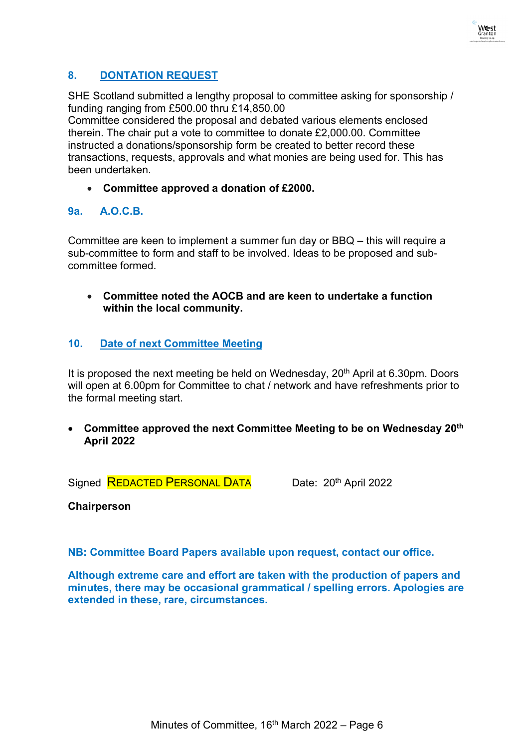## 8. DONTATION REQUEST

SHE Scotland submitted a lengthy proposal to committee asking for sponsorship / funding ranging from £500.00 thru £14,850.00
Committee considered the proposal and debated various elements enclosed therein. The chair put a vote to committee to donate £2,000.00. Committee instructed a donations/sponsorship form be created to better record these transactions, requests, approvals and what monies are being used for. This has been undertaken.

- **Committee approved a donation of £2000.**

## 9a. A.O.C.B.

Committee are keen to implement a summer fun day or BBQ – this will require a sub-committee to form and staff to be involved. Ideas to be proposed and sub-committee formed.

- **Committee noted the AOCB and are keen to undertake a function within the local community.**

## 10. Date of next Committee Meeting

It is proposed the next meeting be held on Wednesday, 20th April at 6.30pm. Doors will open at 6.00pm for Committee to chat / network and have refreshments prior to the formal meeting start.

- **Committee approved the next Committee Meeting to be on Wednesday 20th April 2022**

Signed REDACTED PERSONAL DATA Date: 20th April 2022

**Chairperson**

**NB: Committee Board Papers available upon request, contact our office.**

**Although extreme care and effort are taken with the production of papers and minutes, there may be occasional grammatical / spelling errors. Apologies are extended in these, rare, circumstances.**